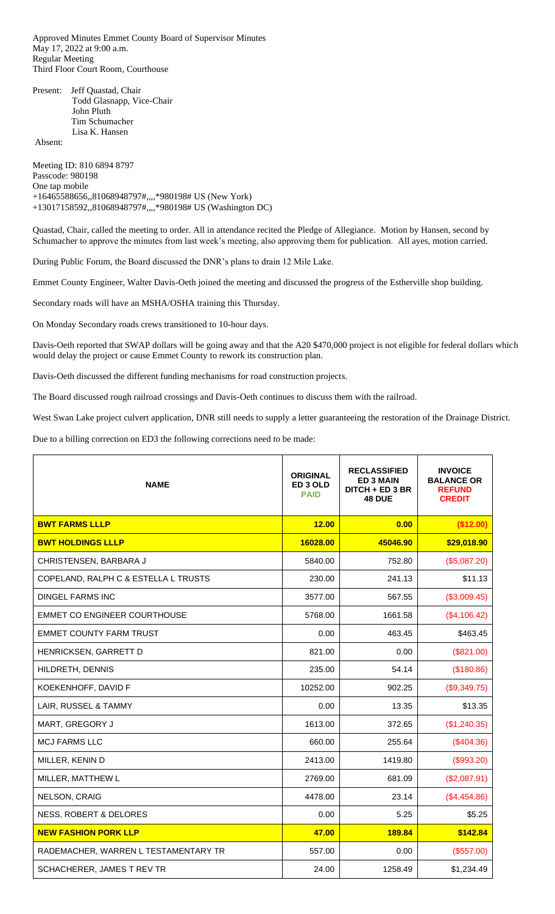Approved Minutes Emmet County Board of Supervisor Minutes
May 17, 2022 at 9:00 a.m.
Regular Meeting
Third Floor Court Room, Courthouse

Present: Jeff Quastad, Chair
Todd Glasnapp, Vice-Chair
John Pluth
Tim Schumacher
Lisa K. Hansen

Absent:

Meeting ID: 810 6894 8797
Passcode: 980198
One tap mobile
+16465588656,,81068948797#,,,,*980198# US (New York)
+13017158592,,81068948797#,,,,*980198# US (Washington DC)

Quastad, Chair, called the meeting to order. All in attendance recited the Pledge of Allegiance. Motion by Hansen, second by Schumacher to approve the minutes from last week's meeting, also approving them for publication. All ayes, motion carried.

During Public Forum, the Board discussed the DNR's plans to drain 12 Mile Lake.

Emmet County Engineer, Walter Davis-Oeth joined the meeting and discussed the progress of the Estherville shop building.

Secondary roads will have an MSHA/OSHA training this Thursday.

On Monday Secondary roads crews transitioned to 10-hour days.

Davis-Oeth reported that SWAP dollars will be going away and that the A20 $470,000 project is not eligible for federal dollars which would delay the project or cause Emmet County to rework its construction plan.

Davis-Oeth discussed the different funding mechanisms for road construction projects.

The Board discussed rough railroad crossings and Davis-Oeth continues to discuss them with the railroad.

West Swan Lake project culvert application, DNR still needs to supply a letter guaranteeing the restoration of the Drainage District.

Due to a billing correction on ED3 the following corrections need to be made:

| NAME | ORIGINAL ED 3 OLD PAID | RECLASSIFIED ED 3 MAIN DITCH + ED 3 BR 48 DUE | INVOICE BALANCE OR REFUND CREDIT |
|---|---|---|---|
| **BWT FARMS LLLP** | **12.00** | **0.00** | **($12.00)** |
| **BWT HOLDINGS LLLP** | **16028.00** | **45046.90** | **$29,018.90** |
| CHRISTENSEN, BARBARA J | 5840.00 | 752.80 | ($5,087.20) |
| COPELAND, RALPH C & ESTELLA L TRUSTS | 230.00 | 241.13 | $11.13 |
| DINGEL FARMS INC | 3577.00 | 567.55 | ($3,009.45) |
| EMMET CO ENGINEER COURTHOUSE | 5768.00 | 1661.58 | ($4,106.42) |
| EMMET COUNTY FARM TRUST | 0.00 | 463.45 | $463.45 |
| HENRICKSEN, GARRETT D | 821.00 | 0.00 | ($821.00) |
| HILDRETH, DENNIS | 235.00 | 54.14 | ($180.86) |
| KOEKENHOFF, DAVID F | 10252.00 | 902.25 | ($9,349.75) |
| LAIR, RUSSEL & TAMMY | 0.00 | 13.35 | $13.35 |
| MART, GREGORY J | 1613.00 | 372.65 | ($1,240.35) |
| MCJ FARMS LLC | 660.00 | 255.64 | ($404.36) |
| MILLER, KENIN D | 2413.00 | 1419.80 | ($993.20) |
| MILLER, MATTHEW L | 2769.00 | 681.09 | ($2,087.91) |
| NELSON, CRAIG | 4478.00 | 23.14 | ($4,454.86) |
| NESS, ROBERT & DELORES | 0.00 | 5.25 | $5.25 |
| **NEW FASHION PORK LLP** | **47.00** | **189.84** | **$142.84** |
| RADEMACHER, WARREN L TESTAMENTARY TR | 557.00 | 0.00 | ($557.00) |
| SCHACHERER, JAMES T REV TR | 24.00 | 1258.49 | $1,234.49 |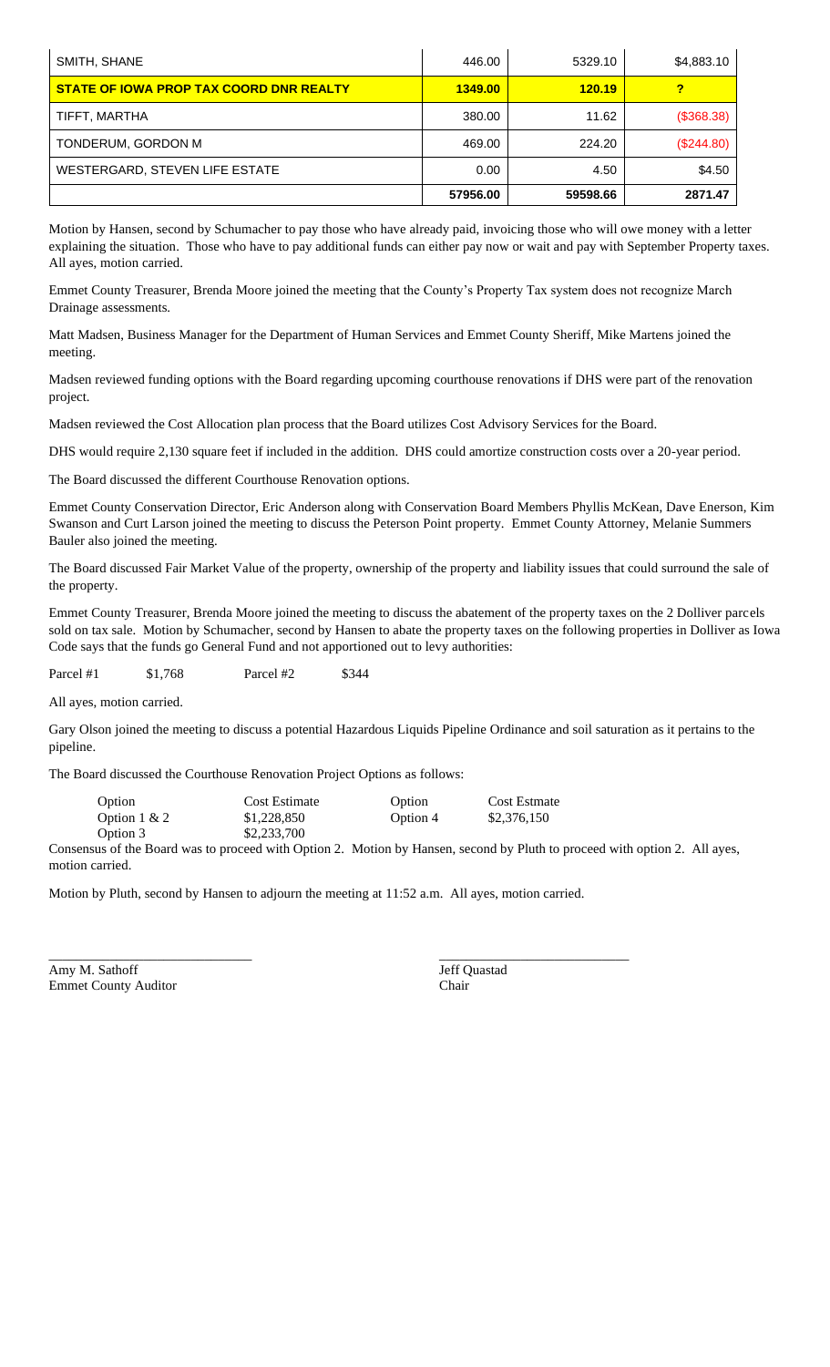| | | | |
|---|---|---|---|
| SMITH, SHANE | 446.00 | 5329.10 | $4,883.10 |
| **STATE OF IOWA PROP TAX COORD DNR REALTY** | **1349.00** | **120.19** | **?** |
| TIFFT, MARTHA | 380.00 | 11.62 | ($368.38) |
| TONDERUM, GORDON M | 469.00 | 224.20 | ($244.80) |
| WESTERGARD, STEVEN LIFE ESTATE | 0.00 | 4.50 | $4.50 |
| | **57956.00** | **59598.66** | **2871.47** |

Motion by Hansen, second by Schumacher to pay those who have already paid, invoicing those who will owe money with a letter explaining the situation. Those who have to pay additional funds can either pay now or wait and pay with September Property taxes. All ayes, motion carried.

Emmet County Treasurer, Brenda Moore joined the meeting that the County's Property Tax system does not recognize March Drainage assessments.

Matt Madsen, Business Manager for the Department of Human Services and Emmet County Sheriff, Mike Martens joined the meeting.

Madsen reviewed funding options with the Board regarding upcoming courthouse renovations if DHS were part of the renovation project.

Madsen reviewed the Cost Allocation plan process that the Board utilizes Cost Advisory Services for the Board.

DHS would require 2,130 square feet if included in the addition. DHS could amortize construction costs over a 20-year period.

The Board discussed the different Courthouse Renovation options.

Emmet County Conservation Director, Eric Anderson along with Conservation Board Members Phyllis McKean, Dave Enerson, Kim Swanson and Curt Larson joined the meeting to discuss the Peterson Point property. Emmet County Attorney, Melanie Summers Bauler also joined the meeting.

The Board discussed Fair Market Value of the property, ownership of the property and liability issues that could surround the sale of the property.

Emmet County Treasurer, Brenda Moore joined the meeting to discuss the abatement of the property taxes on the 2 Dolliver parcels sold on tax sale. Motion by Schumacher, second by Hansen to abate the property taxes on the following properties in Dolliver as Iowa Code says that the funds go General Fund and not apportioned out to levy authorities:

Parcel #1 $1,768 Parcel #2 $344

All ayes, motion carried.

Gary Olson joined the meeting to discuss a potential Hazardous Liquids Pipeline Ordinance and soil saturation as it pertains to the pipeline.

The Board discussed the Courthouse Renovation Project Options as follows:

| Option | Cost Estimate | Option | Cost Estmate |
|---|---|---|---|
| Option 1 & 2 | $1,228,850 | Option 4 | $2,376,150 |
| Option 3 | $2,233,700 | | |

Consensus of the Board was to proceed with Option 2. Motion by Hansen, second by Pluth to proceed with option 2. All ayes, motion carried.

Motion by Pluth, second by Hansen to adjourn the meeting at 11:52 a.m. All ayes, motion carried.

\_\_\_\_\_\_\_\_\_\_\_\_\_\_\_\_\_\_\_\_\_\_\_\_\_\_\_\_\_\_
Amy M. Sathoff
Emmet County Auditor

\_\_\_\_\_\_\_\_\_\_\_\_\_\_\_\_\_\_\_\_\_\_\_\_\_\_\_\_\_\_
Jeff Quastad
Chair